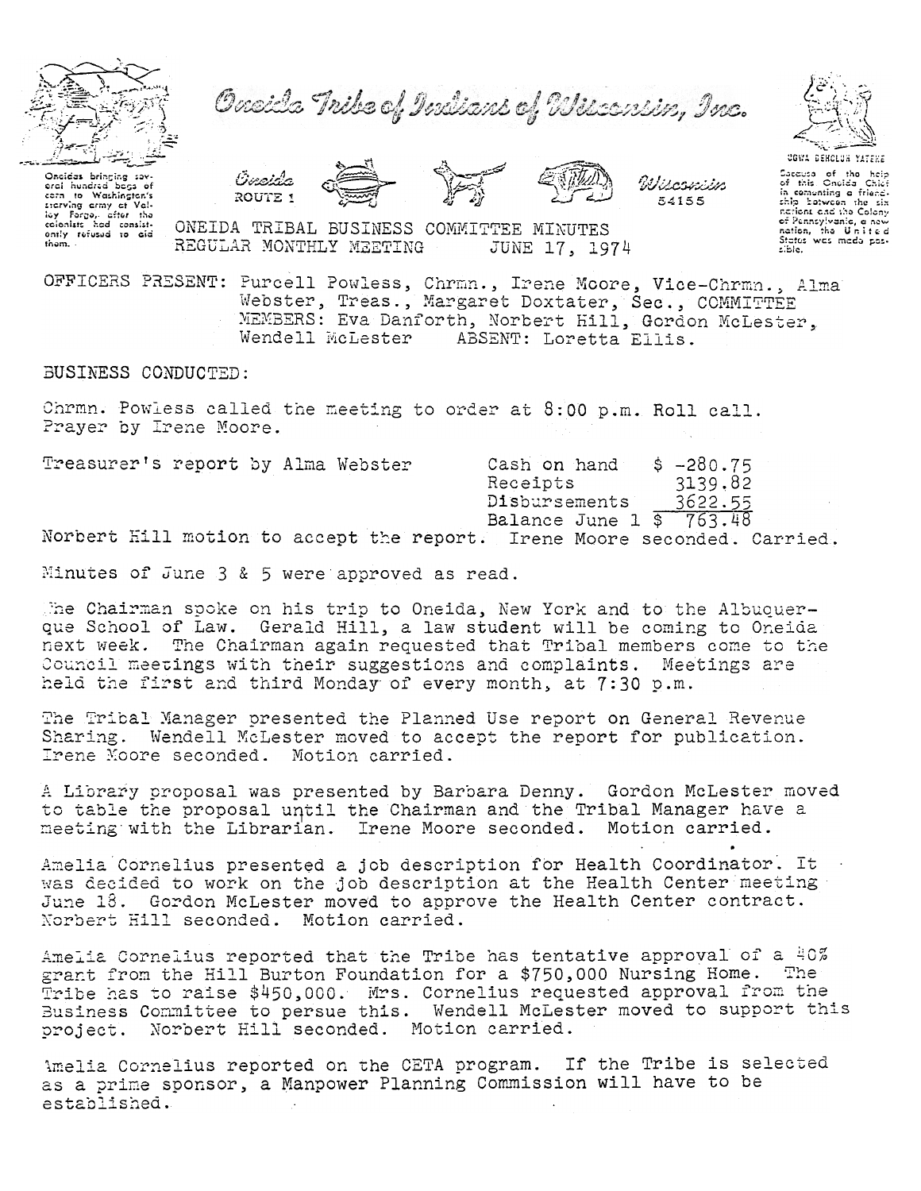# Oneida Tribe of Indians of Wisconsin, Inc.

Oneidas bringing several hundred bags of corn to Washington's starving army at Valley Forge, after the colonists had consistently refused to aid them.

Oneida ROUTE 1 Wisconsin 54155

UGWA DEHOLUH YATEHE

Because of the help of this Oneida Chief in cementing a friendship between the six nations and the Colony of Pennsylvania, a new nation, the United States was made possible.

## ONEIDA TRIBAL BUSINESS COMMITTEE MINUTES
## REGULAR MONTHLY MEETING JUNE 17, 1974

OFFICERS PRESENT: Purcell Powless, Chrmn., Irene Moore, Vice-Chrmn., Alma Webster, Treas., Margaret Doxtater, Sec., COMMITTEE MEMBERS: Eva Danforth, Norbert Hill, Gordon McLester, Wendell McLester ABSENT: Loretta Ellis.

BUSINESS CONDUCTED:

Chrmn. Powless called the meeting to order at 8:00 p.m. Roll call. Prayer by Irene Moore.

Treasurer's report by Alma Webster

| | |
|---|---|
| Cash on hand | $ -280.75 |
| Receipts | 3139.82 |
| Disbursements | 3622.55 |
| Balance June 1 | $ 763.48 |

Norbert Hill motion to accept the report. Irene Moore seconded. Carried.

Minutes of June 3 & 5 were approved as read.

The Chairman spoke on his trip to Oneida, New York and to the Albuquerque School of Law. Gerald Hill, a law student will be coming to Oneida next week. The Chairman again requested that Tribal members come to the Council meetings with their suggestions and complaints. Meetings are held the first and third Monday of every month, at 7:30 p.m.

The Tribal Manager presented the Planned Use report on General Revenue Sharing. Wendell McLester moved to accept the report for publication. Irene Moore seconded. Motion carried.

A Library proposal was presented by Barbara Denny. Gordon McLester moved to table the proposal until the Chairman and the Tribal Manager have a meeting with the Librarian. Irene Moore seconded. Motion carried.

Amelia Cornelius presented a job description for Health Coordinator. It was decided to work on the job description at the Health Center meeting June 18. Gordon McLester moved to approve the Health Center contract. Norbert Hill seconded. Motion carried.

Amelia Cornelius reported that the Tribe has tentative approval of a 40% grant from the Hill Burton Foundation for a $750,000 Nursing Home. The Tribe has to raise $450,000. Mrs. Cornelius requested approval from the Business Committee to persue this. Wendell McLester moved to support this project. Norbert Hill seconded. Motion carried.

Amelia Cornelius reported on the CETA program. If the Tribe is selected as a prime sponsor, a Manpower Planning Commission will have to be established.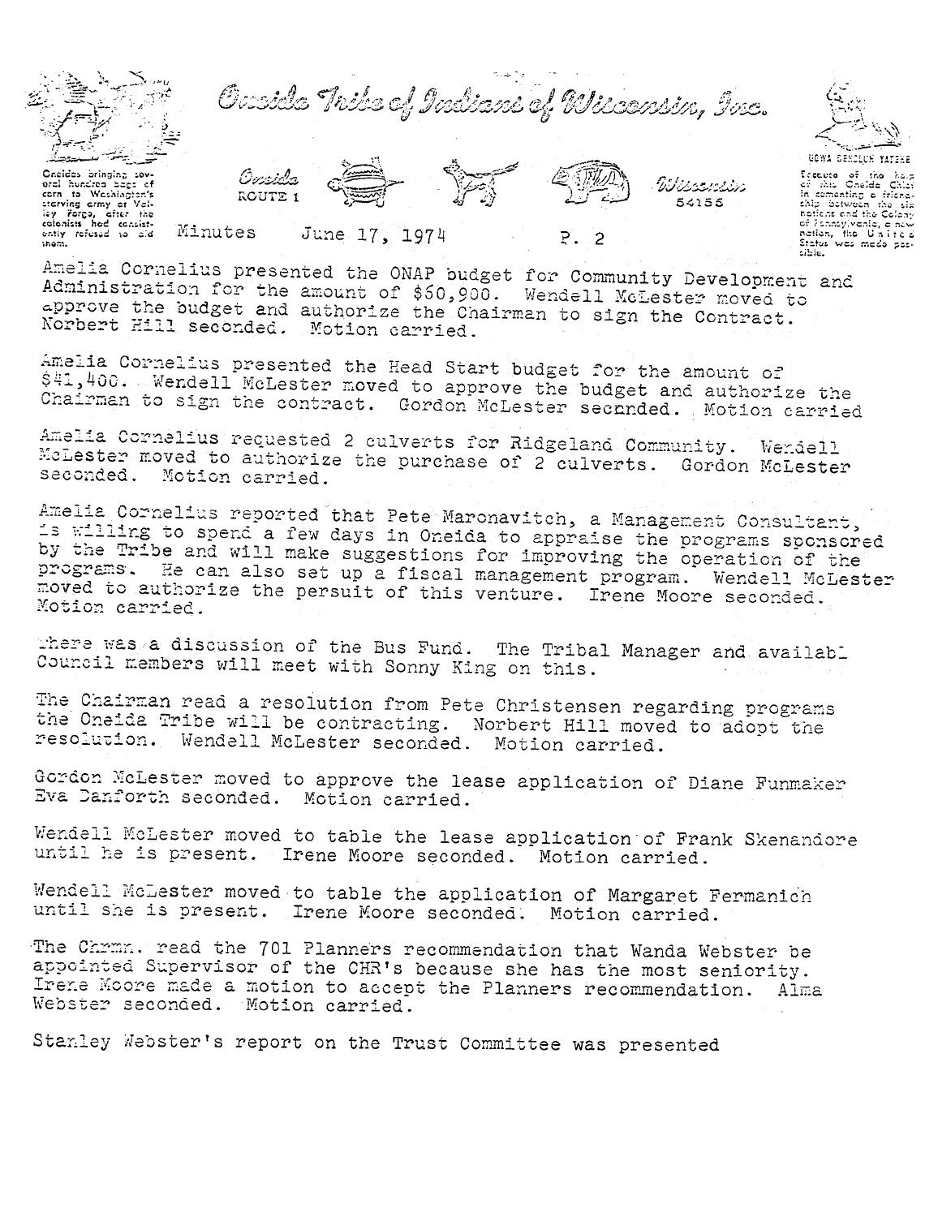Minutes June 17, 1974 P. 2

Amelia Cornelius presented the ONAP budget for Community Development and Administration for the amount of $60,900. Wendell McLester moved to approve the budget and authorize the Chairman to sign the Contract. Norbert Hill seconded. Motion carried.

Amelia Cornelius presented the Head Start budget for the amount of $41,400. Wendell McLester moved to approve the budget and authorize the Chairman to sign the contract. Gordon McLester secnnded. Motion carried

Amelia Cornelius requested 2 culverts for Ridgeland Community. Wendell McLester moved to authorize the purchase of 2 culverts. Gordon McLester seconded. Motion carried.

Amelia Cornelius reported that Pete Maronavitch, a Management Consultant, is willing to spend a few days in Oneida to appraise the programs sponsored by the Tribe and will make suggestions for improving the operation of the programs. He can also set up a fiscal management program. Wendell McLester moved to authorize the persuit of this venture. Irene Moore seconded. Motion carried.

There was a discussion of the Bus Fund. The Tribal Manager and availabl Council members will meet with Sonny King on this.

The Chairman read a resolution from Pete Christensen regarding programs the Oneida Tribe will be contracting. Norbert Hill moved to adopt the resolution. Wendell McLester seconded. Motion carried.

Gordon McLester moved to approve the lease application of Diane Funmaker Eva Danforth seconded. Motion carried.

Wendell McLester moved to table the lease application of Frank Skenandore until he is present. Irene Moore seconded. Motion carried.

Wendell McLester moved to table the application of Margaret Fermanich until she is present. Irene Moore seconded. Motion carried.

The Chrmn. read the 701 Planners recommendation that Wanda Webster be appointed Supervisor of the CHR's because she has the most seniority. Irene Moore made a motion to accept the Planners recommendation. Alma Webster seconded. Motion carried.

Stanley Webster's report on the Trust Committee was presented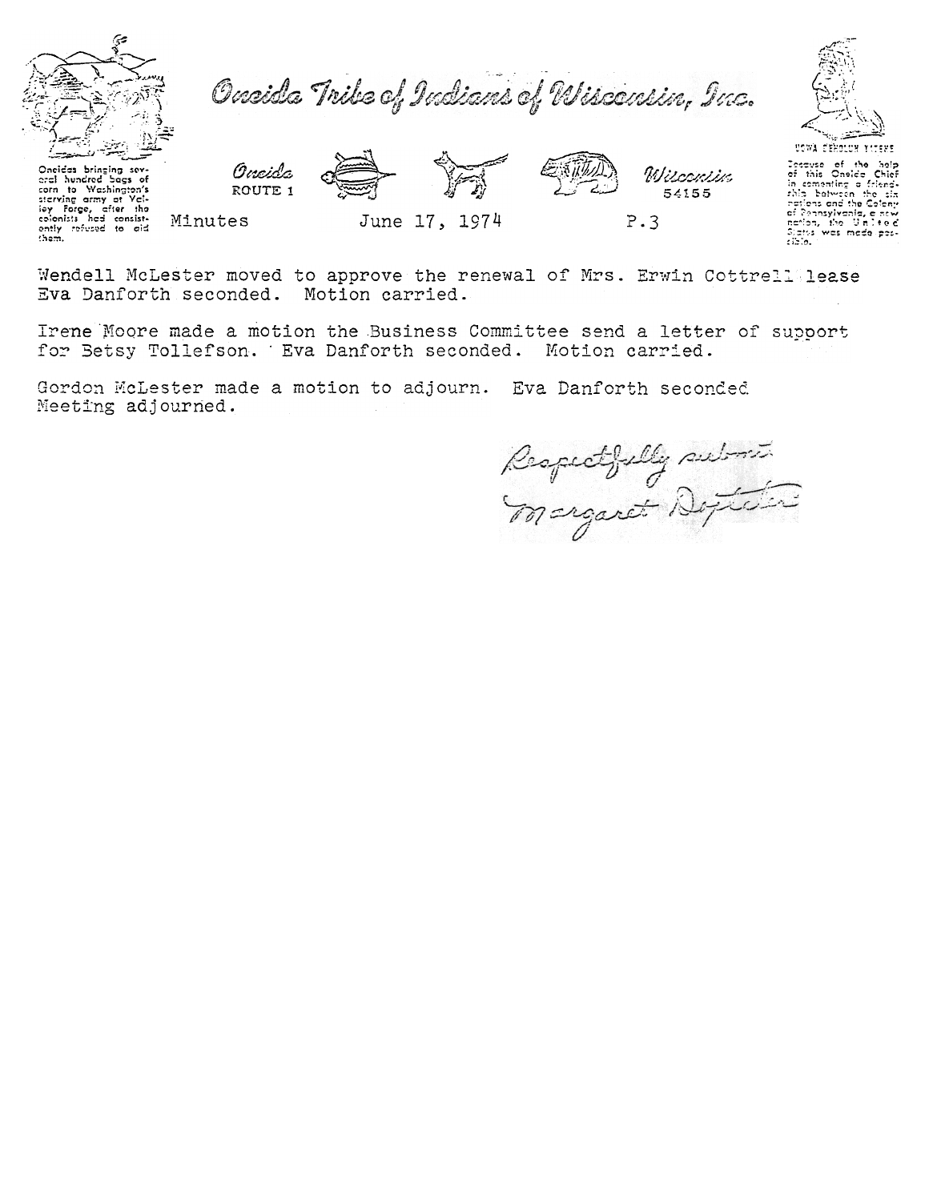Oneida Tribe of Indians of Wisconsin, Inc.

Oneidas bringing several hundred bags of corn to Washington's starving army at Valley Forge, after the colonists had consistently refused to aid them.

Oneida ROUTE 1 Wisconsin 54155

UGWA DEHOLUH YATEHE

Because of the help of this Oneida Chief in cementing a friendship between the six nations and the Colony of Pennsylvania, a new nation, the United States was made possible.

Minutes June 17, 1974 P.3

Wendell McLester moved to approve the renewal of Mrs. Erwin Cottrell lease Eva Danforth seconded. Motion carried.

Irene Moore made a motion the Business Committee send a letter of support for Betsy Tollefson. Eva Danforth seconded. Motion carried.

Gordon McLester made a motion to adjourn. Eva Danforth seconded Meeting adjourned.

Respectfully submit
Margaret Doxtator